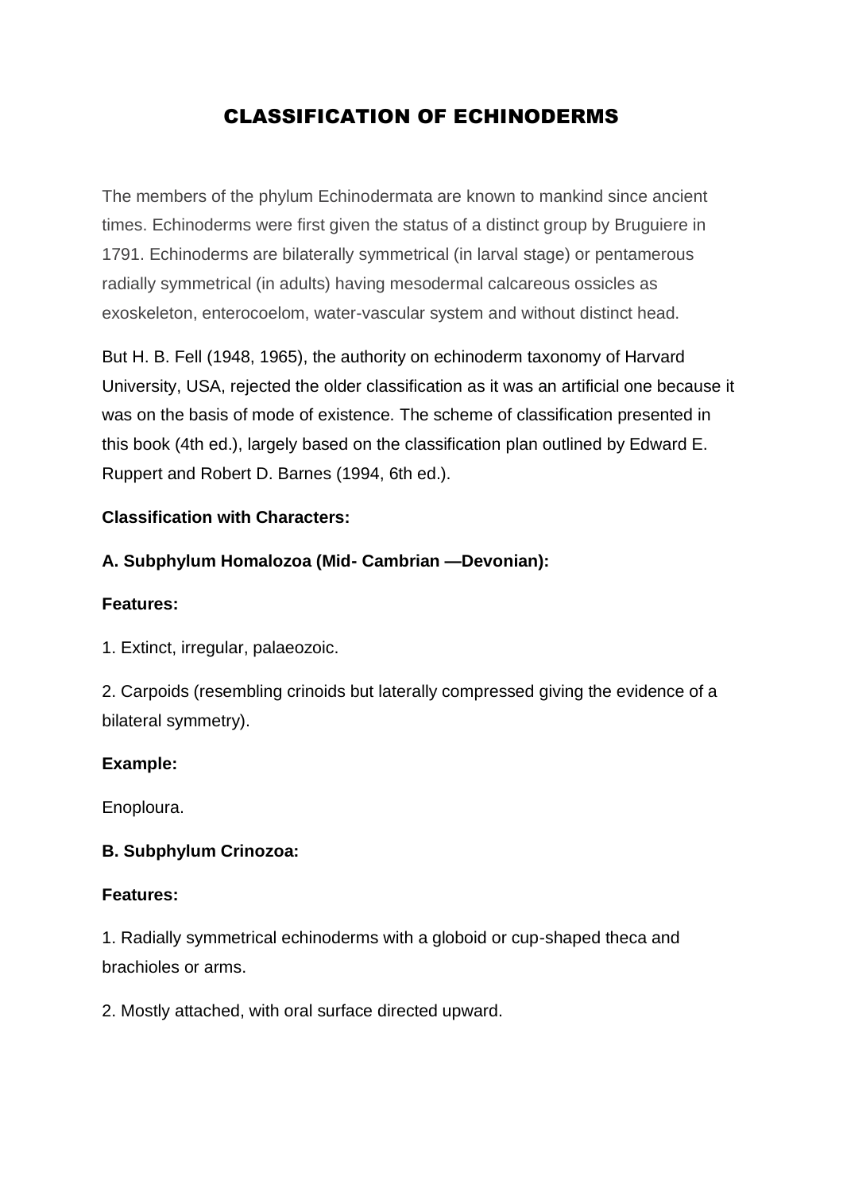# CLASSIFICATION OF ECHINODERMS

The members of the phylum Echinodermata are known to mankind since ancient times. Echinoderms were first given the status of a distinct group by Bruguiere in 1791. Echinoderms are bilaterally symmetrical (in larval stage) or pentamerous radially symmetrical (in adults) having mesodermal calcareous ossicles as exoskeleton, enterocoelom, water-vascular system and without distinct head.

But H. B. Fell (1948, 1965), the authority on echinoderm taxonomy of Harvard University, USA, rejected the older classification as it was an artificial one because it was on the basis of mode of existence. The scheme of classification presented in this book (4th ed.), largely based on the classification plan outlined by Edward E. Ruppert and Robert D. Barnes (1994, 6th ed.).

**Classification with Characters:**

**A. Subphylum Homalozoa (Mid- Cambrian —Devonian):**

**Features:**

1. Extinct, irregular, palaeozoic.

2. Carpoids (resembling crinoids but laterally compressed giving the evidence of a bilateral symmetry).

**Example:**

Enoploura.

**B. Subphylum Crinozoa:**

**Features:**

1. Radially symmetrical echinoderms with a globoid or cup-shaped theca and brachioles or arms.

2. Mostly attached, with oral surface directed upward.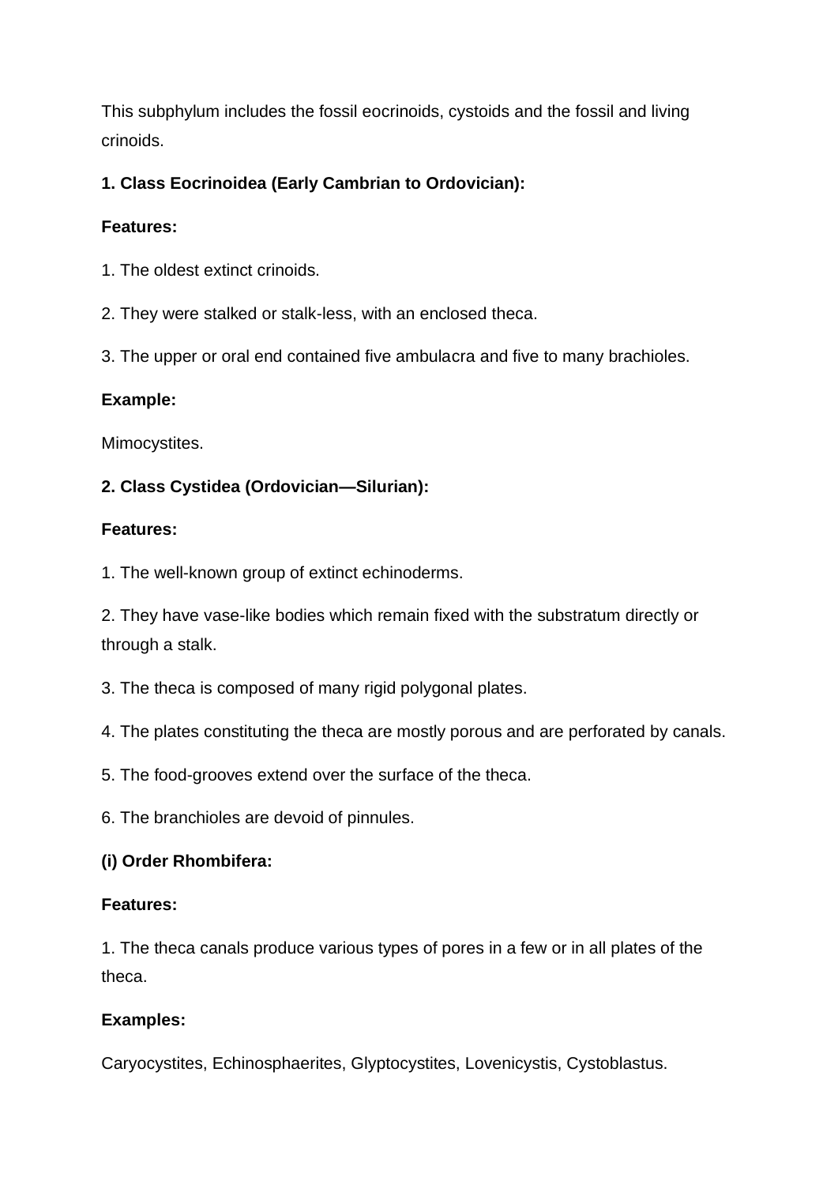This subphylum includes the fossil eocrinoids, cystoids and the fossil and living crinoids.

**1. Class Eocrinoidea (Early Cambrian to Ordovician):**

**Features:**

1. The oldest extinct crinoids.

2. They were stalked or stalk-less, with an enclosed theca.

3. The upper or oral end contained five ambulacra and five to many brachioles.

**Example:**

Mimocystites.

**2. Class Cystidea (Ordovician—Silurian):**

**Features:**

1. The well-known group of extinct echinoderms.

2. They have vase-like bodies which remain fixed with the substratum directly or through a stalk.

3. The theca is composed of many rigid polygonal plates.

4. The plates constituting the theca are mostly porous and are perforated by canals.

5. The food-grooves extend over the surface of the theca.

6. The branchioles are devoid of pinnules.

**(i) Order Rhombifera:**

**Features:**

1. The theca canals produce various types of pores in a few or in all plates of the theca.

**Examples:**

Caryocystites, Echinosphaerites, Glyptocystites, Lovenicystis, Cystoblastus.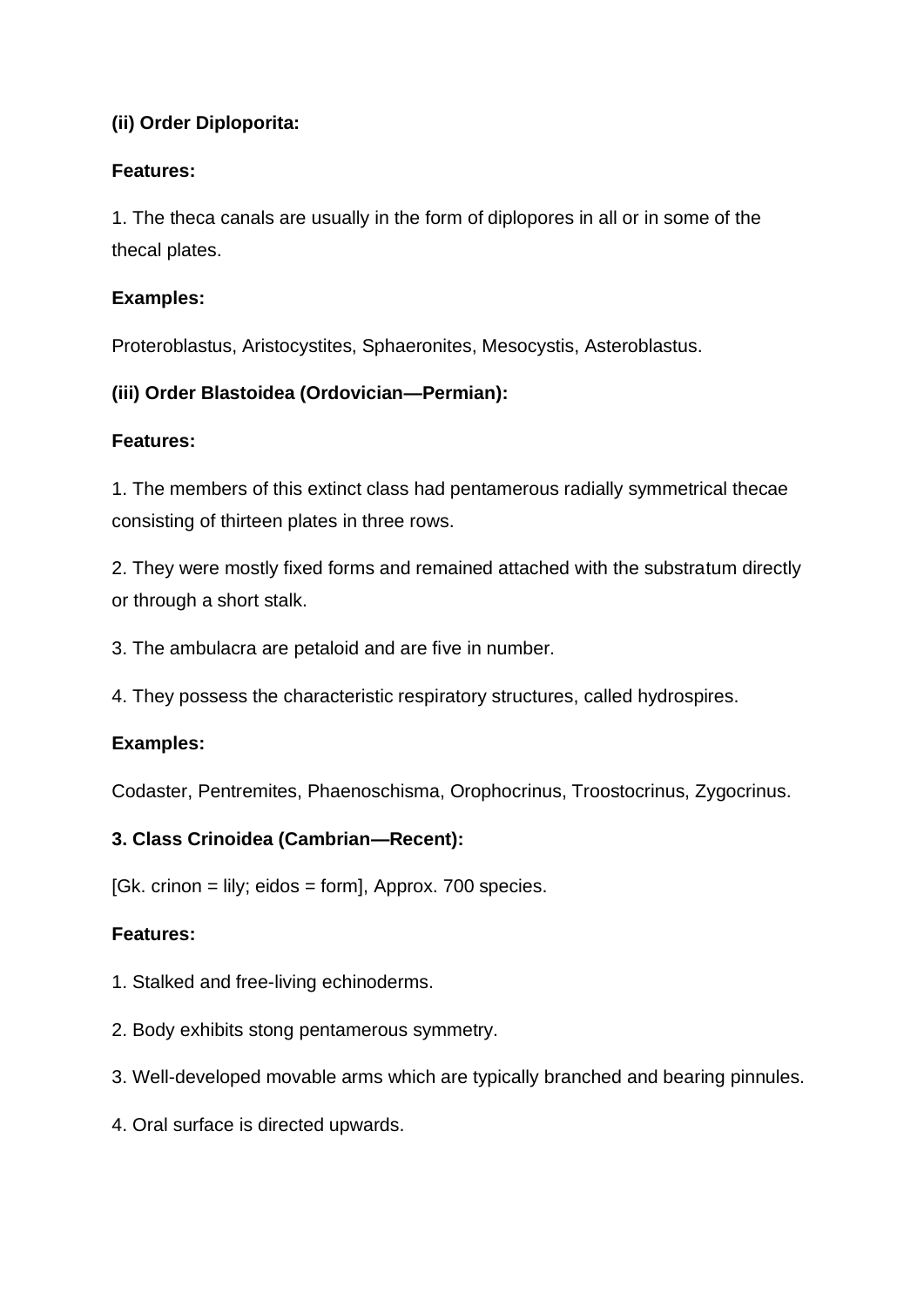**(ii) Order Diploporita:**

**Features:**

1. The theca canals are usually in the form of diplopores in all or in some of the thecal plates.

**Examples:**

Proteroblastus, Aristocystites, Sphaeronites, Mesocystis, Asteroblastus.

**(iii) Order Blastoidea (Ordovician—Permian):**

**Features:**

1. The members of this extinct class had pentamerous radially symmetrical thecae consisting of thirteen plates in three rows.

2. They were mostly fixed forms and remained attached with the substratum directly or through a short stalk.

3. The ambulacra are petaloid and are five in number.

4. They possess the characteristic respiratory structures, called hydrospires.

**Examples:**

Codaster, Pentremites, Phaenoschisma, Orophocrinus, Troostocrinus, Zygocrinus.

**3. Class Crinoidea (Cambrian—Recent):**

[Gk. crinon = lily; eidos = form], Approx. 700 species.

**Features:**

1. Stalked and free-living echinoderms.

2. Body exhibits stong pentamerous symmetry.

3. Well-developed movable arms which are typically branched and bearing pinnules.

4. Oral surface is directed upwards.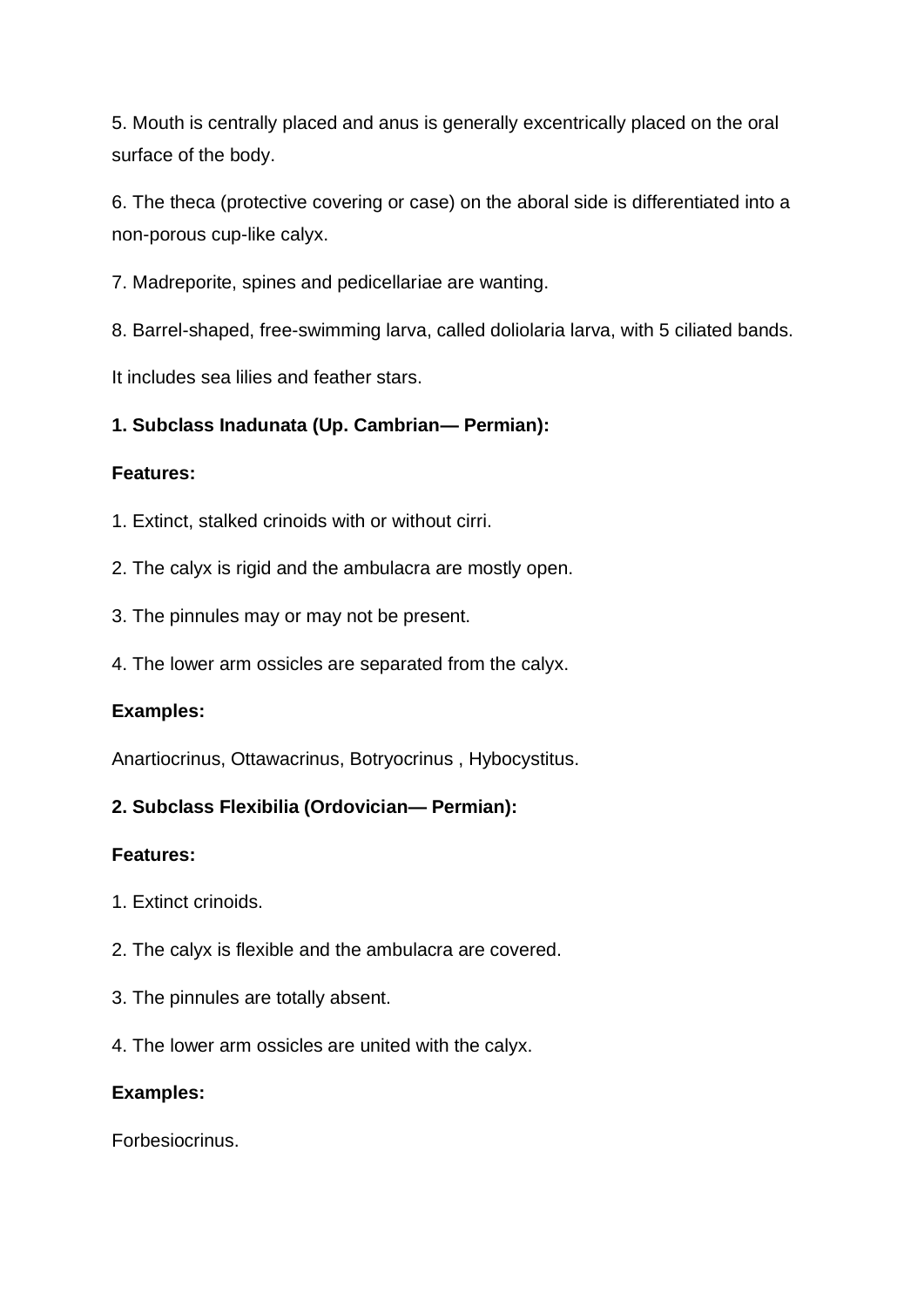5. Mouth is centrally placed and anus is generally excentrically placed on the oral surface of the body.

6. The theca (protective covering or case) on the aboral side is differentiated into a non-porous cup-like calyx.

7. Madreporite, spines and pedicellariae are wanting.

8. Barrel-shaped, free-swimming larva, called doliolaria larva, with 5 ciliated bands.

It includes sea lilies and feather stars.

**1. Subclass Inadunata (Up. Cambrian— Permian):**

**Features:**

1. Extinct, stalked crinoids with or without cirri.

2. The calyx is rigid and the ambulacra are mostly open.

3. The pinnules may or may not be present.

4. The lower arm ossicles are separated from the calyx.

**Examples:**

Anartiocrinus, Ottawacrinus, Botryocrinus , Hybocystitus.

**2. Subclass Flexibilia (Ordovician— Permian):**

**Features:**

1. Extinct crinoids.

2. The calyx is flexible and the ambulacra are covered.

3. The pinnules are totally absent.

4. The lower arm ossicles are united with the calyx.

**Examples:**

Forbesiocrinus.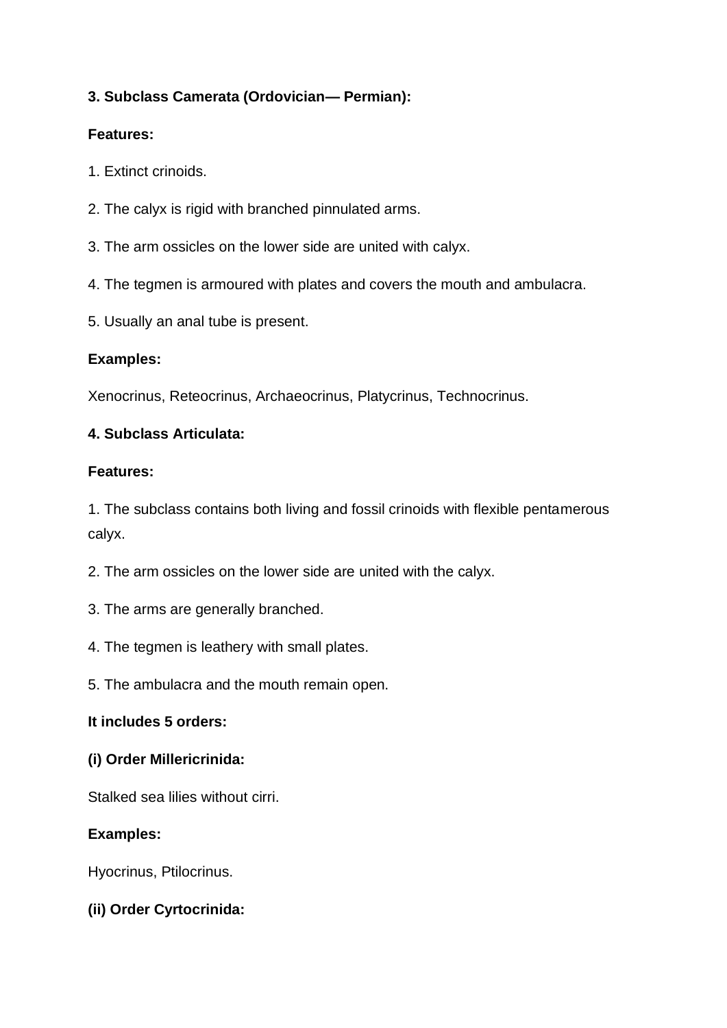**3. Subclass Camerata (Ordovician— Permian):**

**Features:**

1. Extinct crinoids.

2. The calyx is rigid with branched pinnulated arms.

3. The arm ossicles on the lower side are united with calyx.

4. The tegmen is armoured with plates and covers the mouth and ambulacra.

5. Usually an anal tube is present.

**Examples:**

Xenocrinus, Reteocrinus, Archaeocrinus, Platycrinus, Technocrinus.

**4. Subclass Articulata:**

**Features:**

1. The subclass contains both living and fossil crinoids with flexible pentamerous calyx.

2. The arm ossicles on the lower side are united with the calyx.

3. The arms are generally branched.

4. The tegmen is leathery with small plates.

5. The ambulacra and the mouth remain open.

**It includes 5 orders:**

**(i) Order Millericrinida:**

Stalked sea lilies without cirri.

**Examples:**

Hyocrinus, Ptilocrinus.

**(ii) Order Cyrtocrinida:**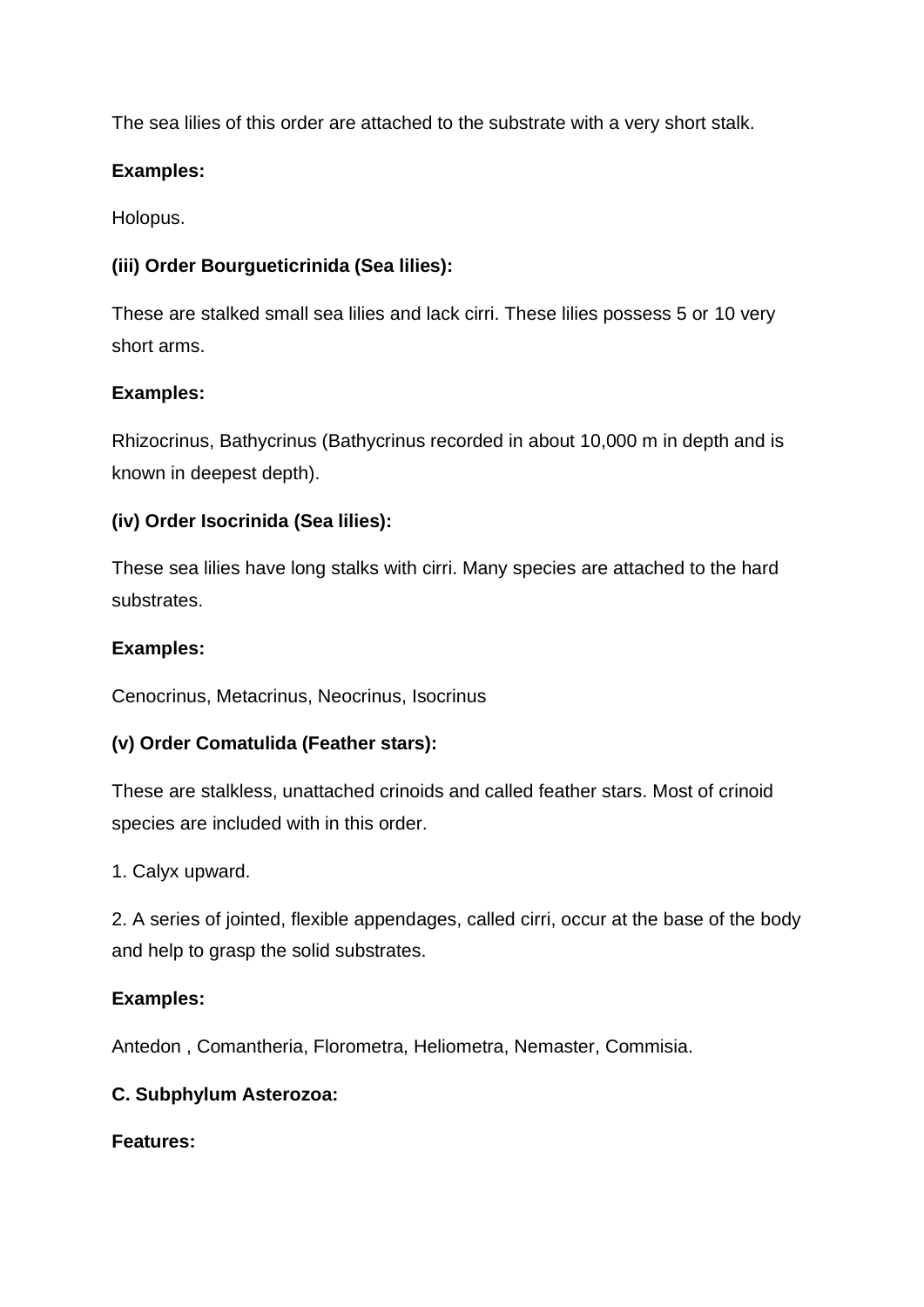The sea lilies of this order are attached to the substrate with a very short stalk.

**Examples:**

Holopus.

**(iii) Order Bourgueticrinida (Sea lilies):**

These are stalked small sea lilies and lack cirri. These lilies possess 5 or 10 very short arms.

**Examples:**

Rhizocrinus, Bathycrinus (Bathycrinus recorded in about 10,000 m in depth and is known in deepest depth).

**(iv) Order Isocrinida (Sea lilies):**

These sea lilies have long stalks with cirri. Many species are attached to the hard substrates.

**Examples:**

Cenocrinus, Metacrinus, Neocrinus, Isocrinus

**(v) Order Comatulida (Feather stars):**

These are stalkless, unattached crinoids and called feather stars. Most of crinoid species are included with in this order.

1. Calyx upward.

2. A series of jointed, flexible appendages, called cirri, occur at the base of the body and help to grasp the solid substrates.

**Examples:**

Antedon , Comantheria, Florometra, Heliometra, Nemaster, Commisia.

**C. Subphylum Asterozoa:**

**Features:**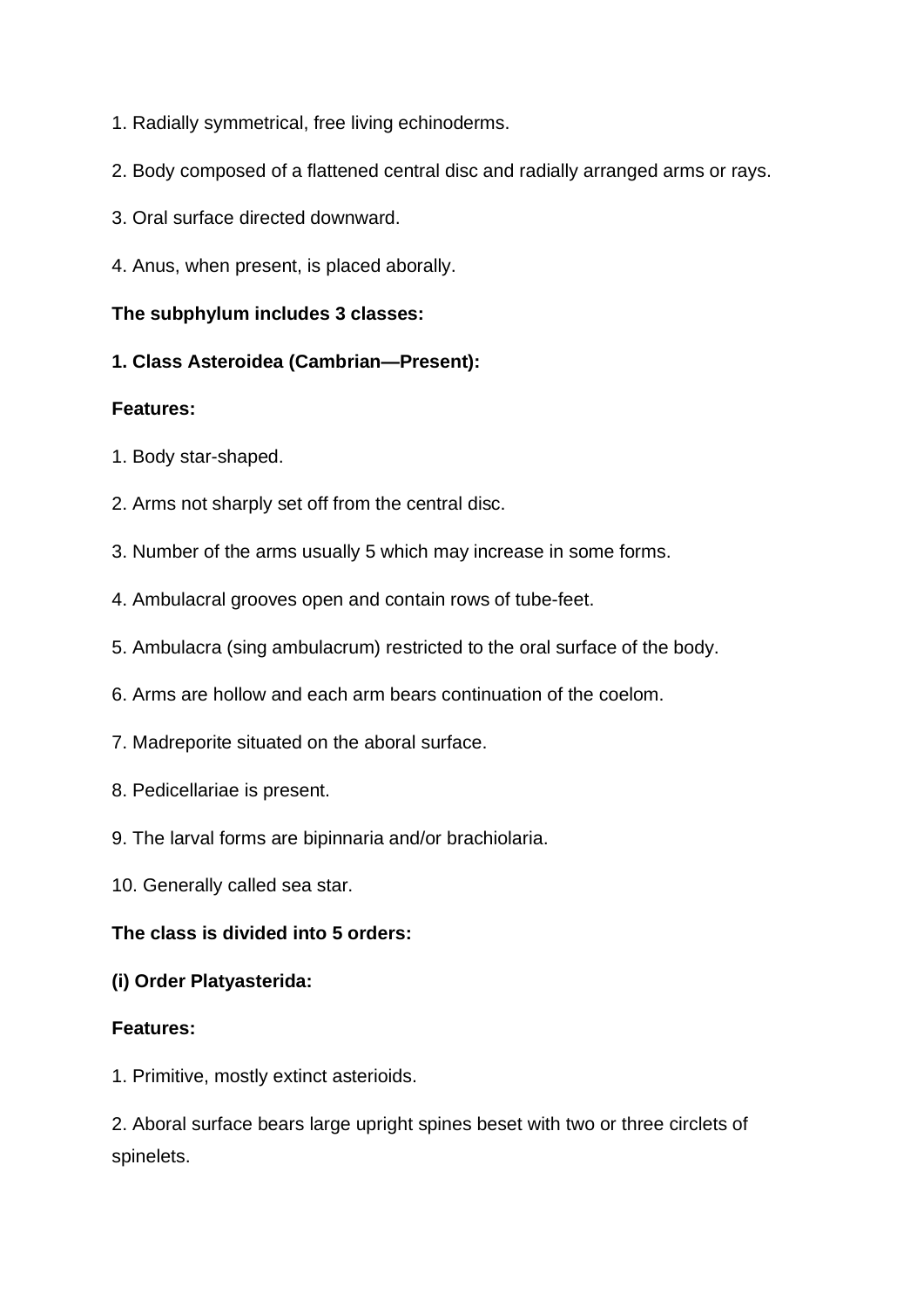1. Radially symmetrical, free living echinoderms.

2. Body composed of a flattened central disc and radially arranged arms or rays.

3. Oral surface directed downward.

4. Anus, when present, is placed aborally.

**The subphylum includes 3 classes:**

**1. Class Asteroidea (Cambrian—Present):**

**Features:**

1. Body star-shaped.

2. Arms not sharply set off from the central disc.

3. Number of the arms usually 5 which may increase in some forms.

4. Ambulacral grooves open and contain rows of tube-feet.

5. Ambulacra (sing ambulacrum) restricted to the oral surface of the body.

6. Arms are hollow and each arm bears continuation of the coelom.

7. Madreporite situated on the aboral surface.

8. Pedicellariae is present.

9. The larval forms are bipinnaria and/or brachiolaria.

10. Generally called sea star.

**The class is divided into 5 orders:**

**(i) Order Platyasterida:**

**Features:**

1. Primitive, mostly extinct asterioids.

2. Aboral surface bears large upright spines beset with two or three circlets of spinelets.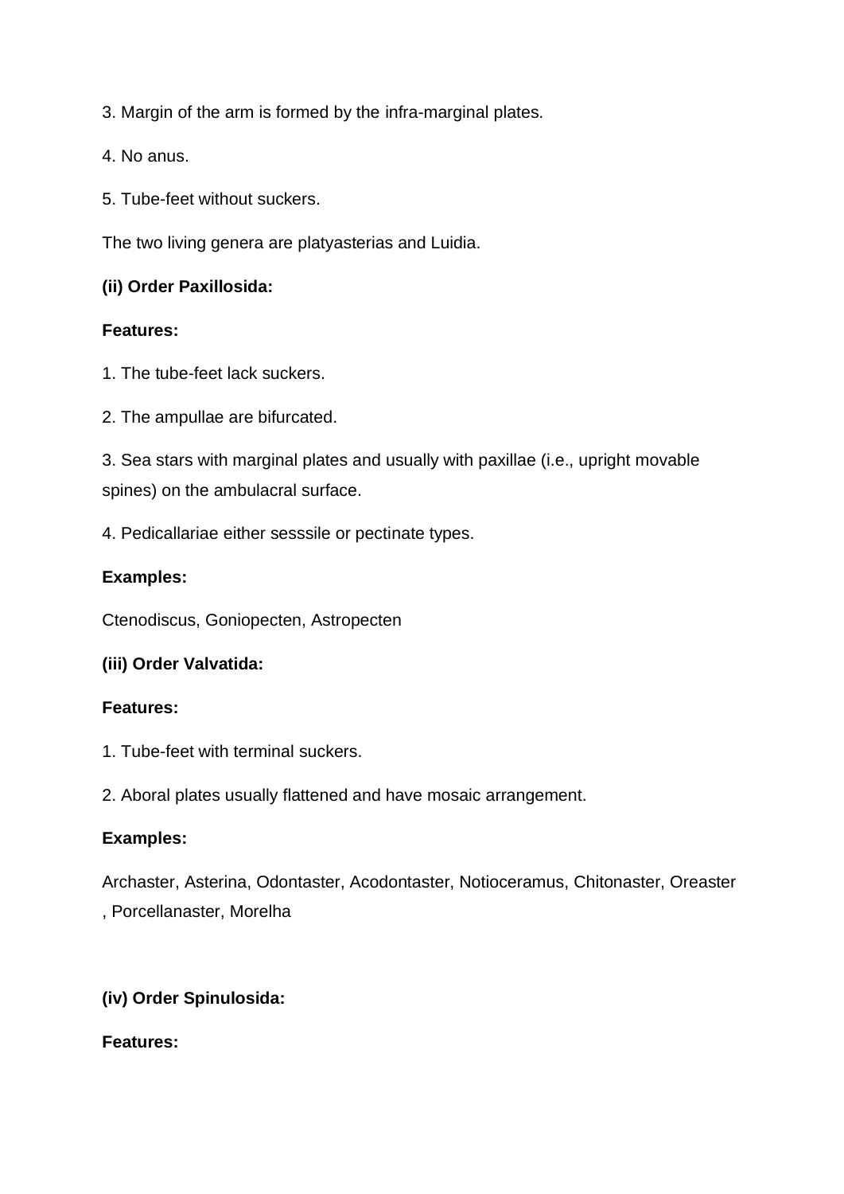3. Margin of the arm is formed by the infra-marginal plates.

4. No anus.

5. Tube-feet without suckers.

The two living genera are platyasterias and Luidia.

**(ii) Order Paxillosida:**

**Features:**

1. The tube-feet lack suckers.

2. The ampullae are bifurcated.

3. Sea stars with marginal plates and usually with paxillae (i.e., upright movable spines) on the ambulacral surface.

4. Pedicallariae either sesssile or pectinate types.

**Examples:**

Ctenodiscus, Goniopecten, Astropecten

**(iii) Order Valvatida:**

**Features:**

1. Tube-feet with terminal suckers.

2. Aboral plates usually flattened and have mosaic arrangement.

**Examples:**

Archaster, Asterina, Odontaster, Acodontaster, Notioceramus, Chitonaster, Oreaster , Porcellanaster, Morelha

**(iv) Order Spinulosida:**

**Features:**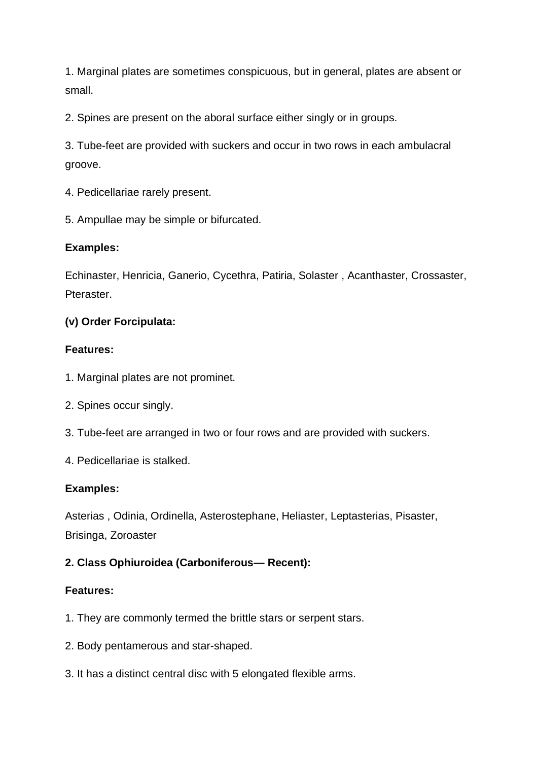1. Marginal plates are sometimes conspicuous, but in general, plates are absent or small.

2. Spines are present on the aboral surface either singly or in groups.

3. Tube-feet are provided with suckers and occur in two rows in each ambulacral groove.

4. Pedicellariae rarely present.

5. Ampullae may be simple or bifurcated.

**Examples:**

Echinaster, Henricia, Ganerio, Cycethra, Patiria, Solaster , Acanthaster, Crossaster, Pteraster.

**(v) Order Forcipulata:**

**Features:**

1. Marginal plates are not prominet.

2. Spines occur singly.

3. Tube-feet are arranged in two or four rows and are provided with suckers.

4. Pedicellariae is stalked.

**Examples:**

Asterias , Odinia, Ordinella, Asterostephane, Heliaster, Leptasterias, Pisaster, Brisinga, Zoroaster

**2. Class Ophiuroidea (Carboniferous— Recent):**

**Features:**

1. They are commonly termed the brittle stars or serpent stars.

2. Body pentamerous and star-shaped.

3. It has a distinct central disc with 5 elongated flexible arms.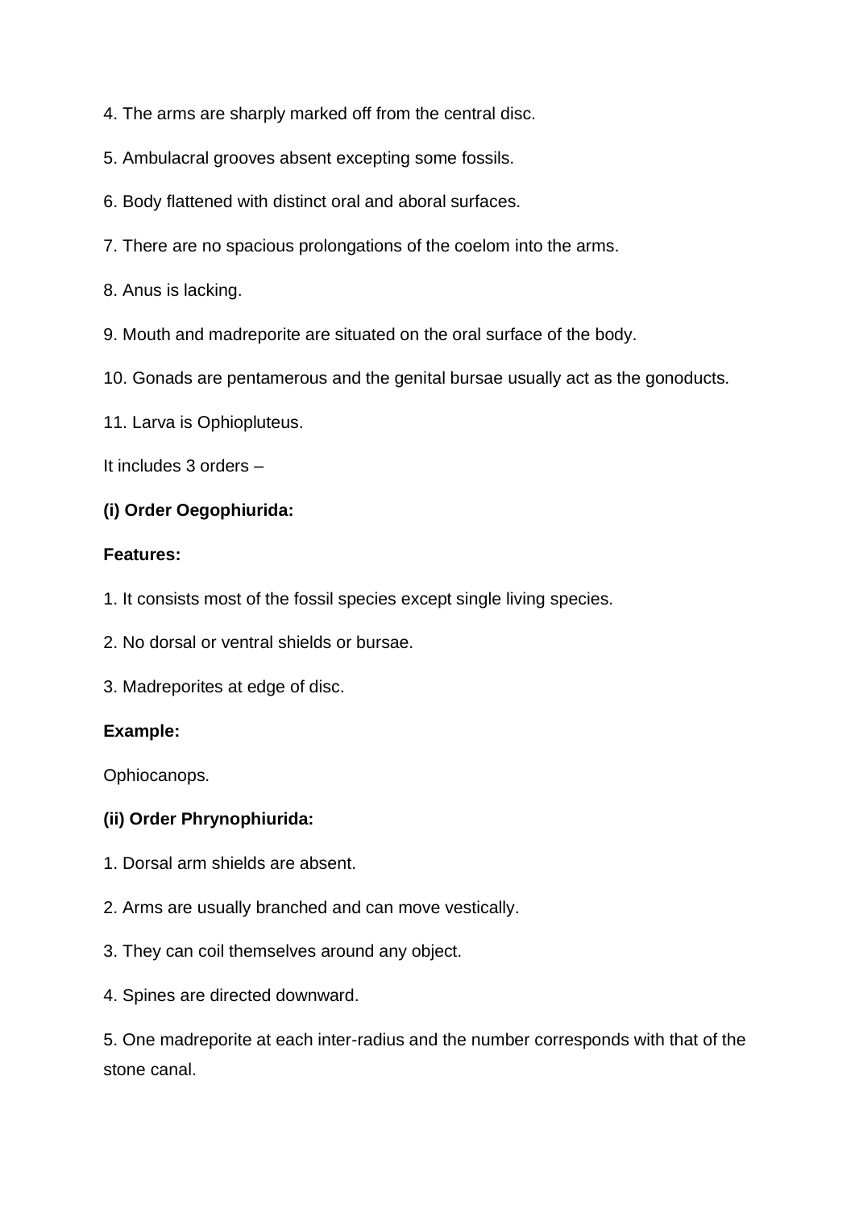4. The arms are sharply marked off from the central disc.

5. Ambulacral grooves absent excepting some fossils.

6. Body flattened with distinct oral and aboral surfaces.

7. There are no spacious prolongations of the coelom into the arms.

8. Anus is lacking.

9. Mouth and madreporite are situated on the oral surface of the body.

10. Gonads are pentamerous and the genital bursae usually act as the gonoducts.

11. Larva is Ophiopluteus.

It includes 3 orders –

**(i) Order Oegophiurida:**

**Features:**

1. It consists most of the fossil species except single living species.

2. No dorsal or ventral shields or bursae.

3. Madreporites at edge of disc.

**Example:**

Ophiocanops.

**(ii) Order Phrynophiurida:**

1. Dorsal arm shields are absent.

2. Arms are usually branched and can move vestically.

3. They can coil themselves around any object.

4. Spines are directed downward.

5. One madreporite at each inter-radius and the number corresponds with that of the stone canal.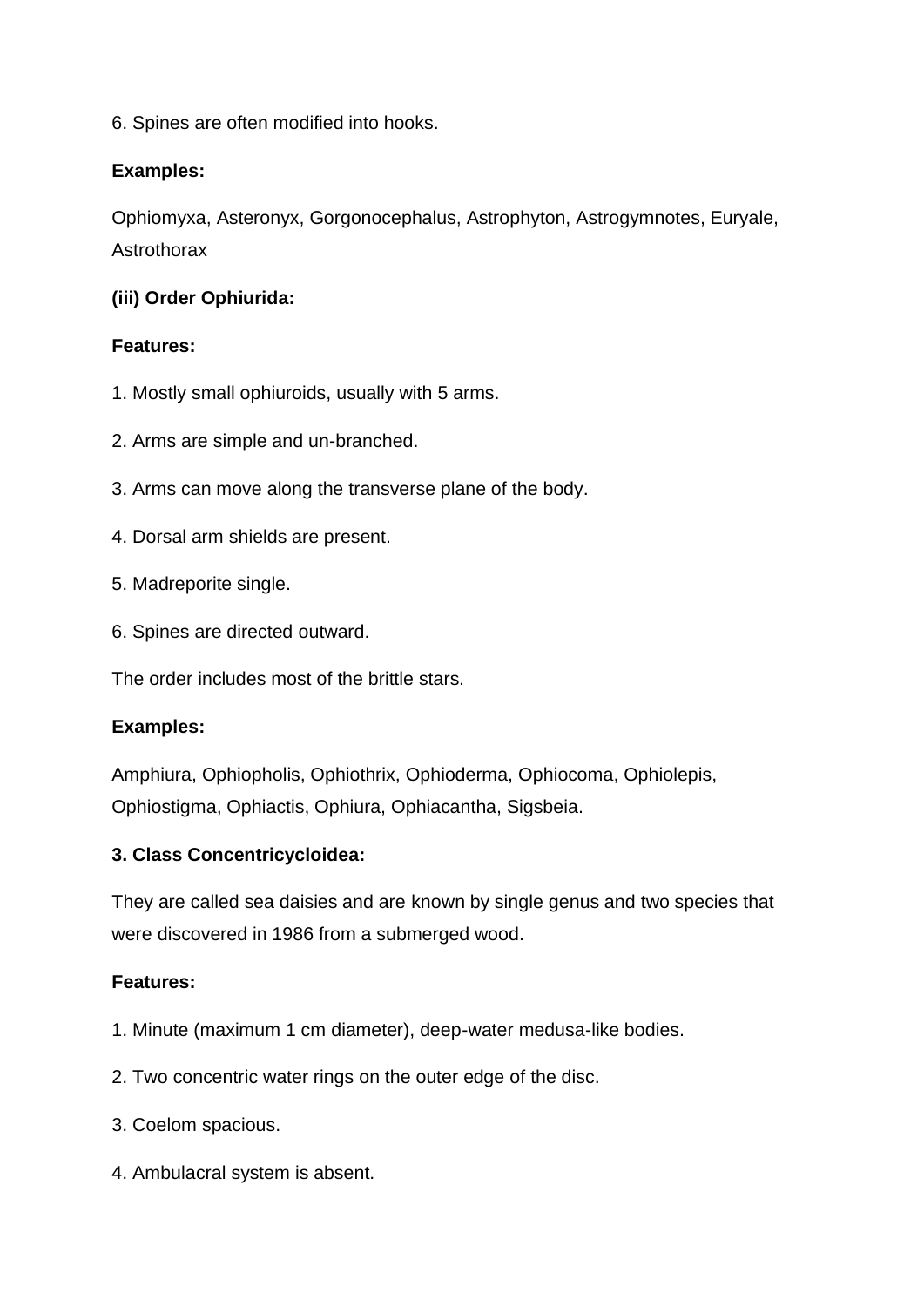6. Spines are often modified into hooks.

**Examples:**

Ophiomyxa, Asteronyx, Gorgonocephalus, Astrophyton, Astrogymnotes, Euryale, Astrothorax

**(iii) Order Ophiurida:**

**Features:**

1. Mostly small ophiuroids, usually with 5 arms.

2. Arms are simple and un-branched.

3. Arms can move along the transverse plane of the body.

4. Dorsal arm shields are present.

5. Madreporite single.

6. Spines are directed outward.

The order includes most of the brittle stars.

**Examples:**

Amphiura, Ophiopholis, Ophiothrix, Ophioderma, Ophiocoma, Ophiolepis, Ophiostigma, Ophiactis, Ophiura, Ophiacantha, Sigsbeia.

**3. Class Concentricycloidea:**

They are called sea daisies and are known by single genus and two species that were discovered in 1986 from a submerged wood.

**Features:**

1. Minute (maximum 1 cm diameter), deep-water medusa-like bodies.

2. Two concentric water rings on the outer edge of the disc.

3. Coelom spacious.

4. Ambulacral system is absent.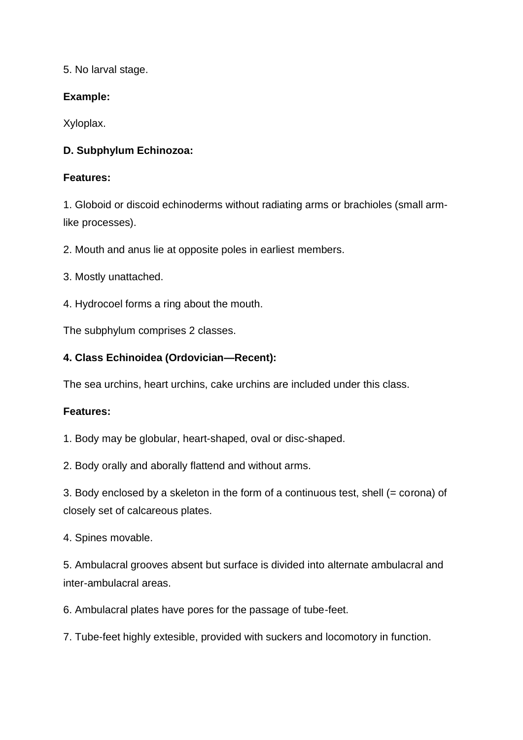5. No larval stage.

**Example:**

Xyloplax.

**D. Subphylum Echinozoa:**

**Features:**

1. Globoid or discoid echinoderms without radiating arms or brachioles (small arm-like processes).

2. Mouth and anus lie at opposite poles in earliest members.

3. Mostly unattached.

4. Hydrocoel forms a ring about the mouth.

The subphylum comprises 2 classes.

**4. Class Echinoidea (Ordovician—Recent):**

The sea urchins, heart urchins, cake urchins are included under this class.

**Features:**

1. Body may be globular, heart-shaped, oval or disc-shaped.

2. Body orally and aborally flattend and without arms.

3. Body enclosed by a skeleton in the form of a continuous test, shell (= corona) of closely set of calcareous plates.

4. Spines movable.

5. Ambulacral grooves absent but surface is divided into alternate ambulacral and inter-ambulacral areas.

6. Ambulacral plates have pores for the passage of tube-feet.

7. Tube-feet highly extesible, provided with suckers and locomotory in function.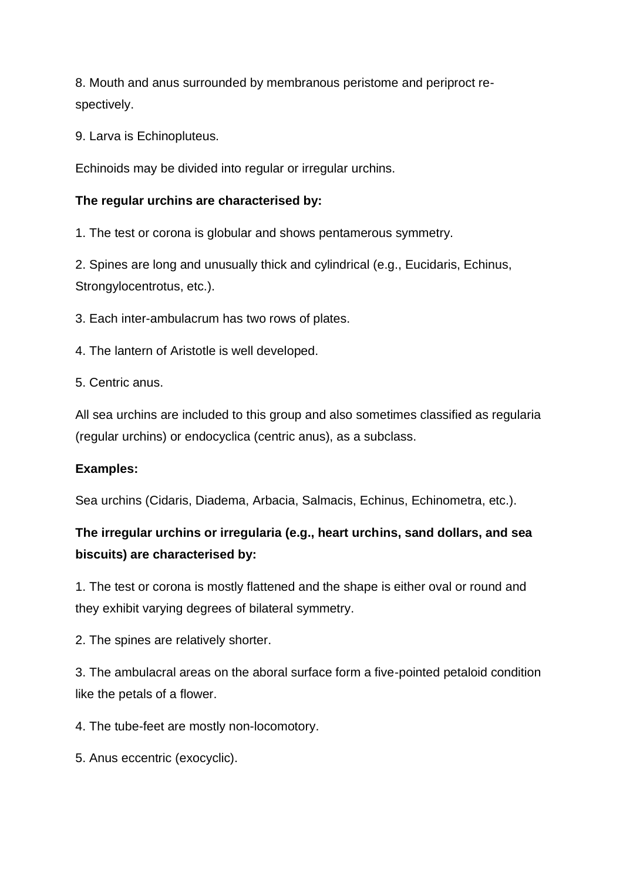8. Mouth and anus surrounded by membranous peristome and periproct respectively.

9. Larva is Echinopluteus.

Echinoids may be divided into regular or irregular urchins.

**The regular urchins are characterised by:**

1. The test or corona is globular and shows pentamerous symmetry.

2. Spines are long and unusually thick and cylindrical (e.g., Eucidaris, Echinus, Strongylocentrotus, etc.).

3. Each inter-ambulacrum has two rows of plates.

4. The lantern of Aristotle is well developed.

5. Centric anus.

All sea urchins are included to this group and also sometimes classified as regularia (regular urchins) or endocyclica (centric anus), as a subclass.

**Examples:**

Sea urchins (Cidaris, Diadema, Arbacia, Salmacis, Echinus, Echinometra, etc.).

**The irregular urchins or irregularia (e.g., heart urchins, sand dollars, and sea biscuits) are characterised by:**

1. The test or corona is mostly flattened and the shape is either oval or round and they exhibit varying degrees of bilateral symmetry.

2. The spines are relatively shorter.

3. The ambulacral areas on the aboral surface form a five-pointed petaloid condition like the petals of a flower.

4. The tube-feet are mostly non-locomotory.

5. Anus eccentric (exocyclic).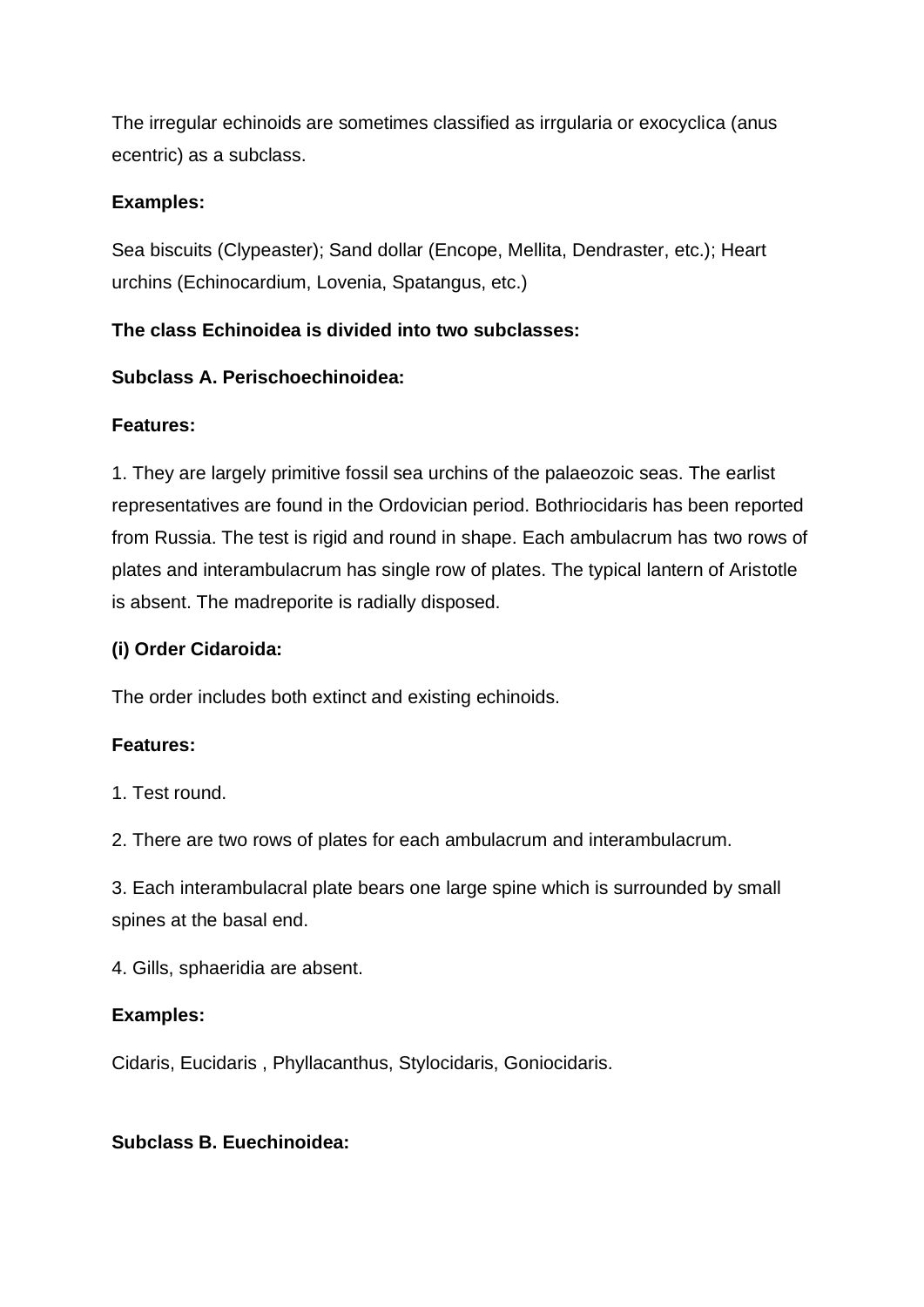The irregular echinoids are sometimes classified as irrgularia or exocyclica (anus ecentric) as a subclass.

**Examples:**

Sea biscuits (Clypeaster); Sand dollar (Encope, Mellita, Dendraster, etc.); Heart urchins (Echinocardium, Lovenia, Spatangus, etc.)

**The class Echinoidea is divided into two subclasses:**

**Subclass A. Perischoechinoidea:**

**Features:**

1. They are largely primitive fossil sea urchins of the palaeozoic seas. The earlist representatives are found in the Ordovician period. Bothriocidaris has been reported from Russia. The test is rigid and round in shape. Each ambulacrum has two rows of plates and interambulacrum has single row of plates. The typical lantern of Aristotle is absent. The madreporite is radially disposed.

**(i) Order Cidaroida:**

The order includes both extinct and existing echinoids.

**Features:**

1. Test round.

2. There are two rows of plates for each ambulacrum and interambulacrum.

3. Each interambulacral plate bears one large spine which is surrounded by small spines at the basal end.

4. Gills, sphaeridia are absent.

**Examples:**

Cidaris, Eucidaris , Phyllacanthus, Stylocidaris, Goniocidaris.

**Subclass B. Euechinoidea:**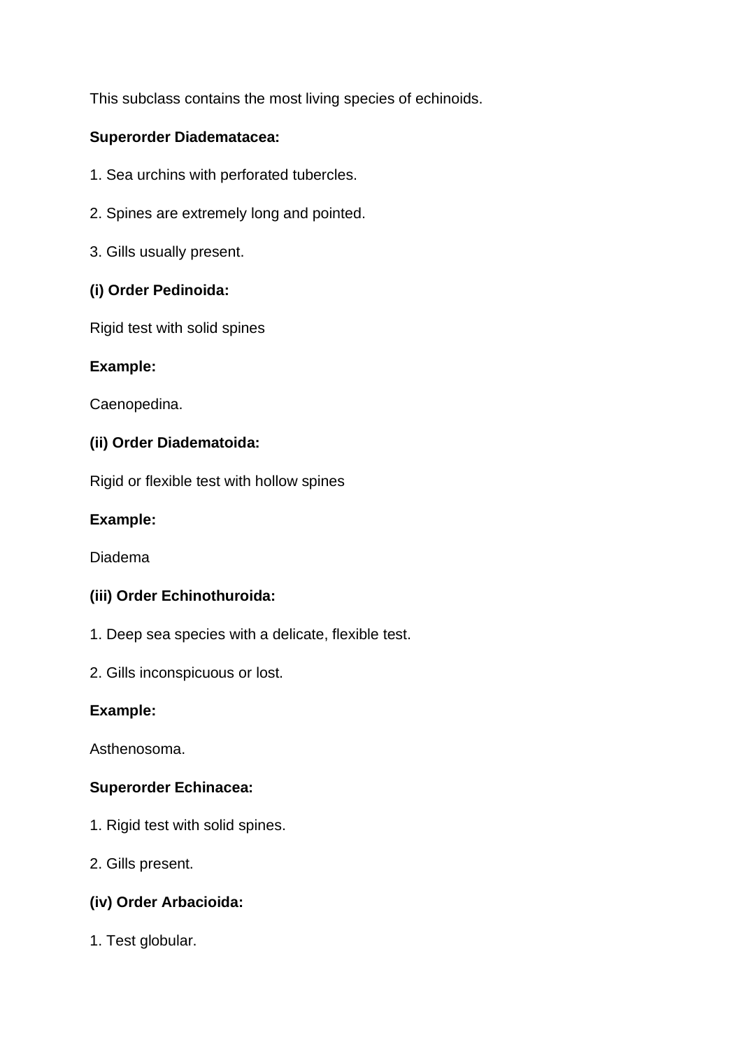This subclass contains the most living species of echinoids.

**Superorder Diadematacea:**

1. Sea urchins with perforated tubercles.

2. Spines are extremely long and pointed.

3. Gills usually present.

**(i) Order Pedinoida:**

Rigid test with solid spines

**Example:**

Caenopedina.

**(ii) Order Diadematoida:**

Rigid or flexible test with hollow spines

**Example:**

Diadema

**(iii) Order Echinothuroida:**

1. Deep sea species with a delicate, flexible test.

2. Gills inconspicuous or lost.

**Example:**

Asthenosoma.

**Superorder Echinacea:**

1. Rigid test with solid spines.

2. Gills present.

**(iv) Order Arbacioida:**

1. Test globular.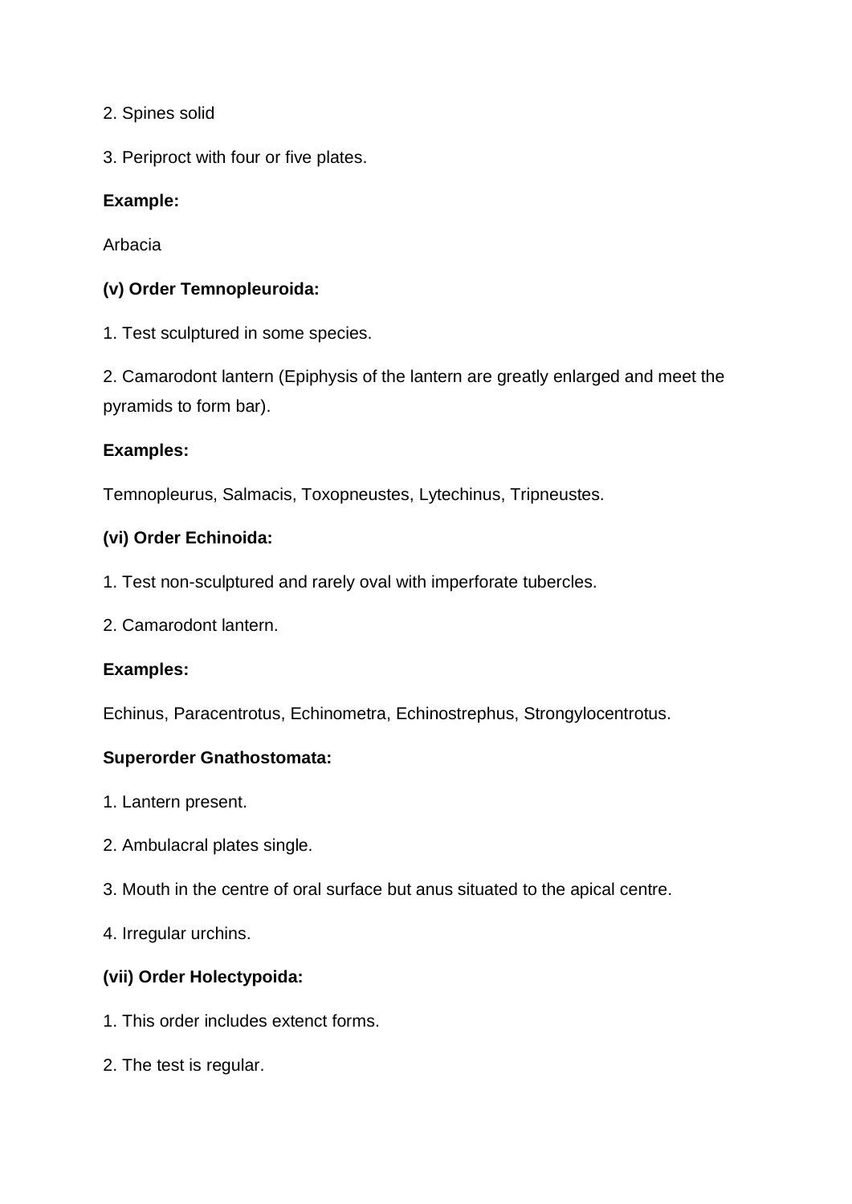2. Spines solid

3. Periproct with four or five plates.

**Example:**

Arbacia

**(v) Order Temnopleuroida:**

1. Test sculptured in some species.

2. Camarodont lantern (Epiphysis of the lantern are greatly enlarged and meet the pyramids to form bar).

**Examples:**

Temnopleurus, Salmacis, Toxopneustes, Lytechinus, Tripneustes.

**(vi) Order Echinoida:**

1. Test non-sculptured and rarely oval with imperforate tubercles.

2. Camarodont lantern.

**Examples:**

Echinus, Paracentrotus, Echinometra, Echinostrephus, Strongylocentrotus.

**Superorder Gnathostomata:**

1. Lantern present.

2. Ambulacral plates single.

3. Mouth in the centre of oral surface but anus situated to the apical centre.

4. Irregular urchins.

**(vii) Order Holectypoida:**

1. This order includes extenct forms.

2. The test is regular.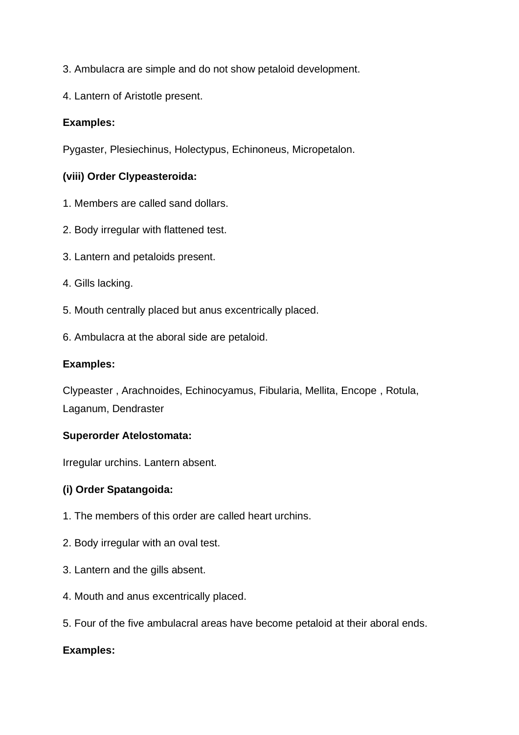3. Ambulacra are simple and do not show petaloid development.

4. Lantern of Aristotle present.

**Examples:**

Pygaster, Plesiechinus, Holectypus, Echinoneus, Micropetalon.

**(viii) Order Clypeasteroida:**

1. Members are called sand dollars.

2. Body irregular with flattened test.

3. Lantern and petaloids present.

4. Gills lacking.

5. Mouth centrally placed but anus excentrically placed.

6. Ambulacra at the aboral side are petaloid.

**Examples:**

Clypeaster , Arachnoides, Echinocyamus, Fibularia, Mellita, Encope , Rotula, Laganum, Dendraster

**Superorder Atelostomata:**

Irregular urchins. Lantern absent.

**(i) Order Spatangoida:**

1. The members of this order are called heart urchins.

2. Body irregular with an oval test.

3. Lantern and the gills absent.

4. Mouth and anus excentrically placed.

5. Four of the five ambulacral areas have become petaloid at their aboral ends.

**Examples:**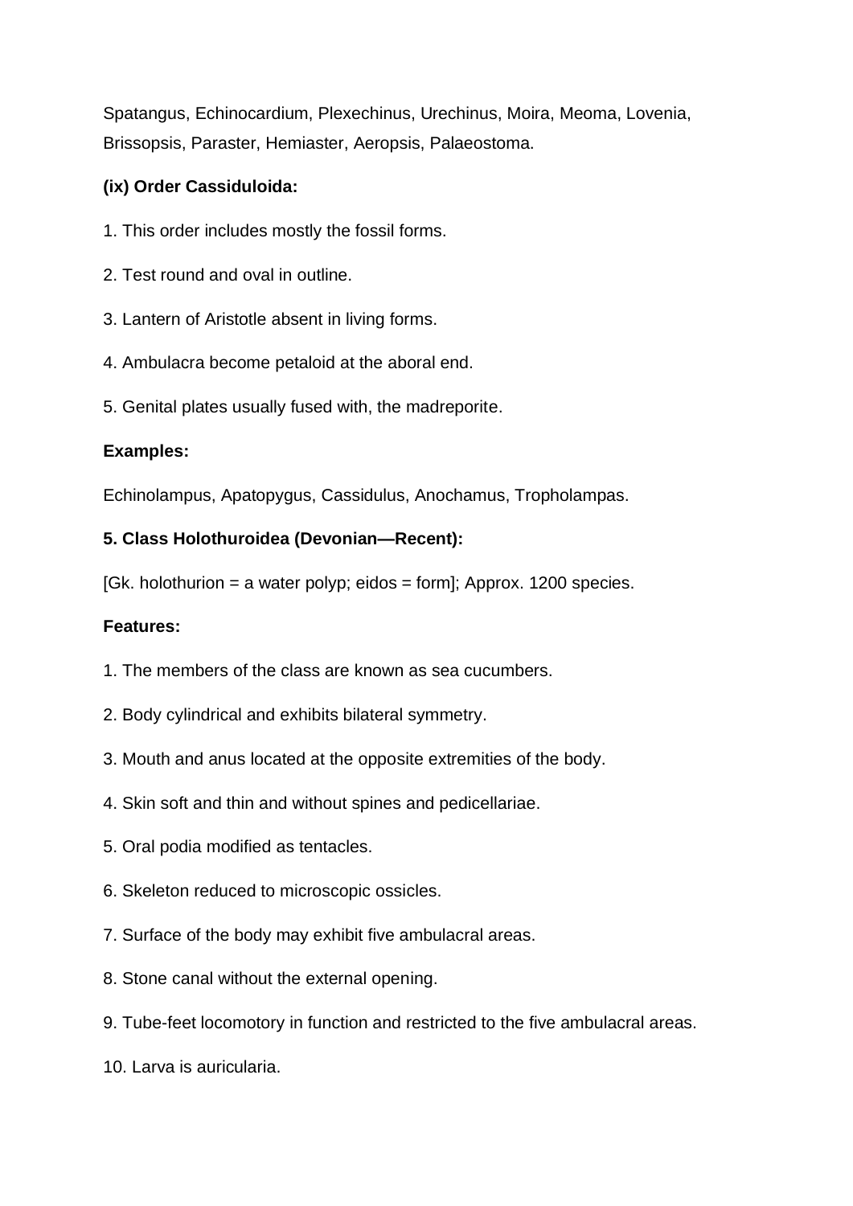Spatangus, Echinocardium, Plexechinus, Urechinus, Moira, Meoma, Lovenia, Brissopsis, Paraster, Hemiaster, Aeropsis, Palaeostoma.

**(ix) Order Cassiduloida:**

1. This order includes mostly the fossil forms.

2. Test round and oval in outline.

3. Lantern of Aristotle absent in living forms.

4. Ambulacra become petaloid at the aboral end.

5. Genital plates usually fused with, the madreporite.

**Examples:**

Echinolampus, Apatopygus, Cassidulus, Anochamus, Tropholampas.

**5. Class Holothuroidea (Devonian—Recent):**

[Gk. holothurion = a water polyp; eidos = form]; Approx. 1200 species.

**Features:**

1. The members of the class are known as sea cucumbers.

2. Body cylindrical and exhibits bilateral symmetry.

3. Mouth and anus located at the opposite extremities of the body.

4. Skin soft and thin and without spines and pedicellariae.

5. Oral podia modified as tentacles.

6. Skeleton reduced to microscopic ossicles.

7. Surface of the body may exhibit five ambulacral areas.

8. Stone canal without the external opening.

9. Tube-feet locomotory in function and restricted to the five ambulacral areas.

10. Larva is auricularia.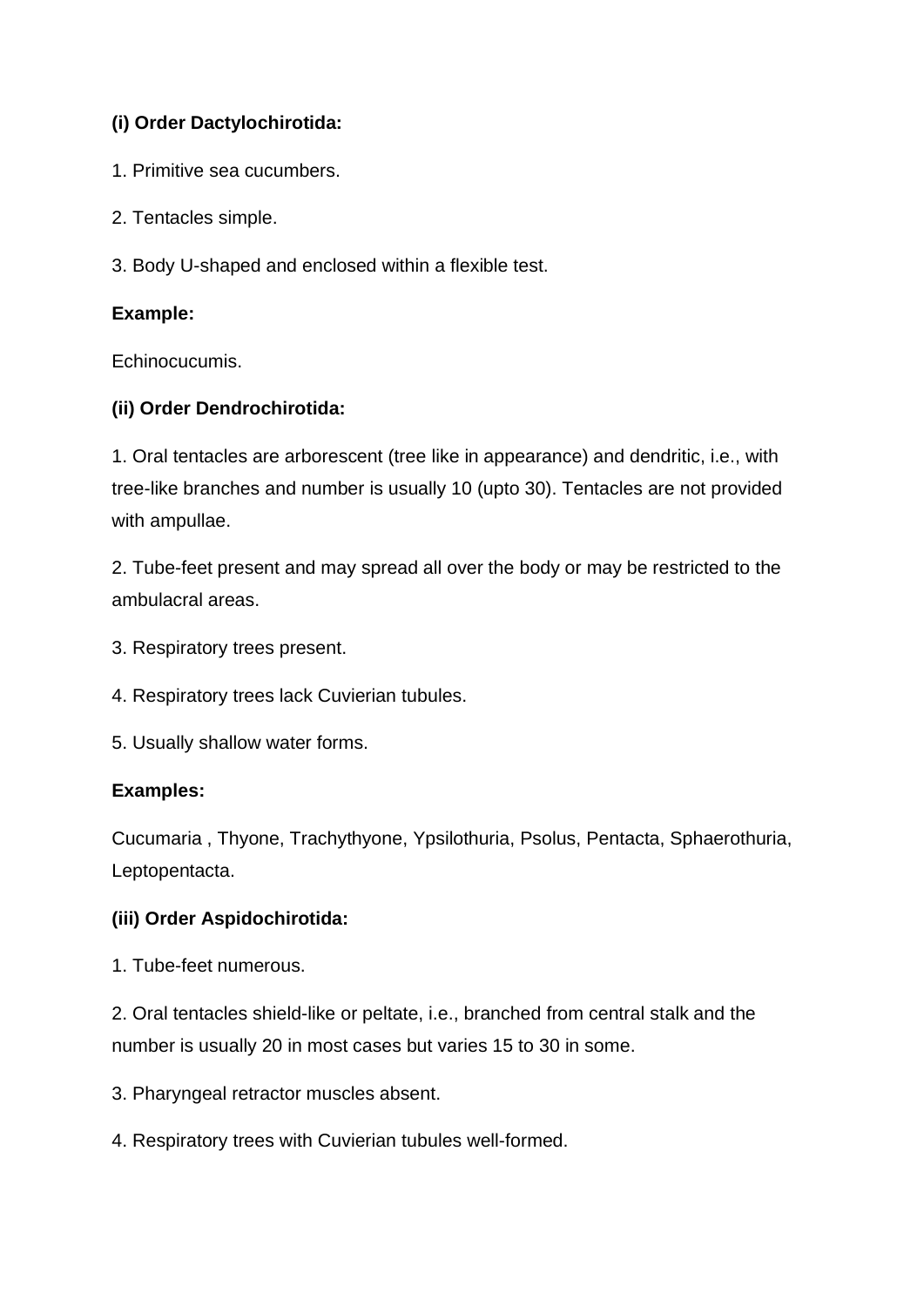**(i) Order Dactylochirotida:**

1. Primitive sea cucumbers.

2. Tentacles simple.

3. Body U-shaped and enclosed within a flexible test.

**Example:**

Echinocucumis.

**(ii) Order Dendrochirotida:**

1. Oral tentacles are arborescent (tree like in appearance) and dendritic, i.e., with tree-like branches and number is usually 10 (upto 30). Tentacles are not provided with ampullae.

2. Tube-feet present and may spread all over the body or may be restricted to the ambulacral areas.

3. Respiratory trees present.

4. Respiratory trees lack Cuvierian tubules.

5. Usually shallow water forms.

**Examples:**

Cucumaria , Thyone, Trachythyone, Ypsilothuria, Psolus, Pentacta, Sphaerothuria, Leptopentacta.

**(iii) Order Aspidochirotida:**

1. Tube-feet numerous.

2. Oral tentacles shield-like or peltate, i.e., branched from central stalk and the number is usually 20 in most cases but varies 15 to 30 in some.

3. Pharyngeal retractor muscles absent.

4. Respiratory trees with Cuvierian tubules well-formed.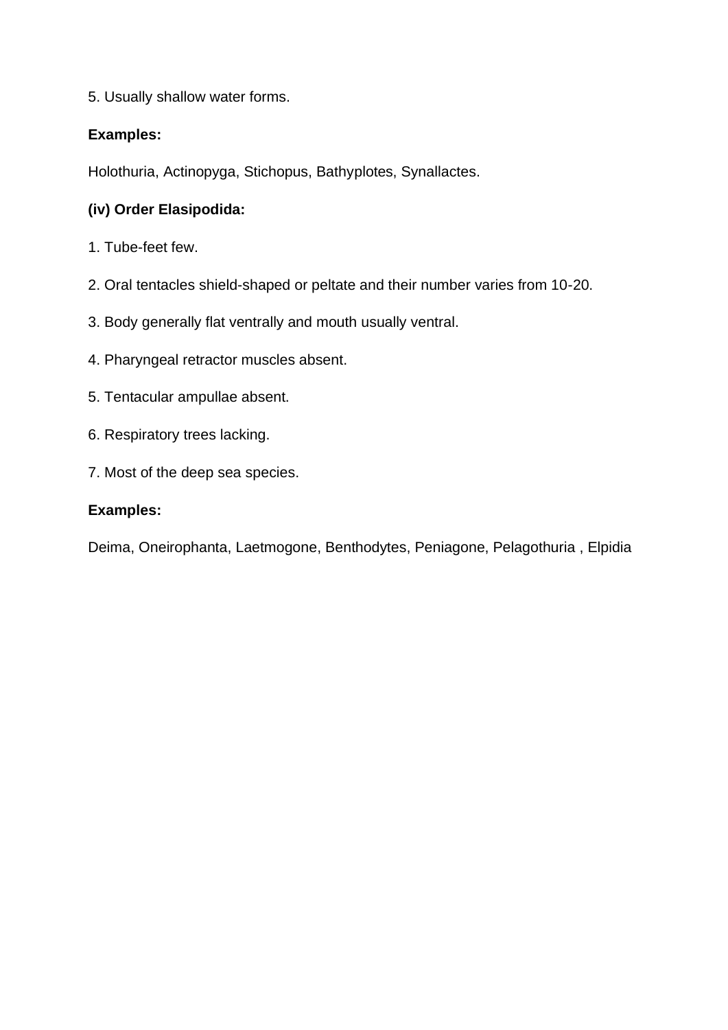5. Usually shallow water forms.

**Examples:**

Holothuria, Actinopyga, Stichopus, Bathyplotes, Synallactes.

**(iv) Order Elasipodida:**

1. Tube-feet few.

2. Oral tentacles shield-shaped or peltate and their number varies from 10-20.

3. Body generally flat ventrally and mouth usually ventral.

4. Pharyngeal retractor muscles absent.

5. Tentacular ampullae absent.

6. Respiratory trees lacking.

7. Most of the deep sea species.

**Examples:**

Deima, Oneirophanta, Laetmogone, Benthodytes, Peniagone, Pelagothuria , Elpidia